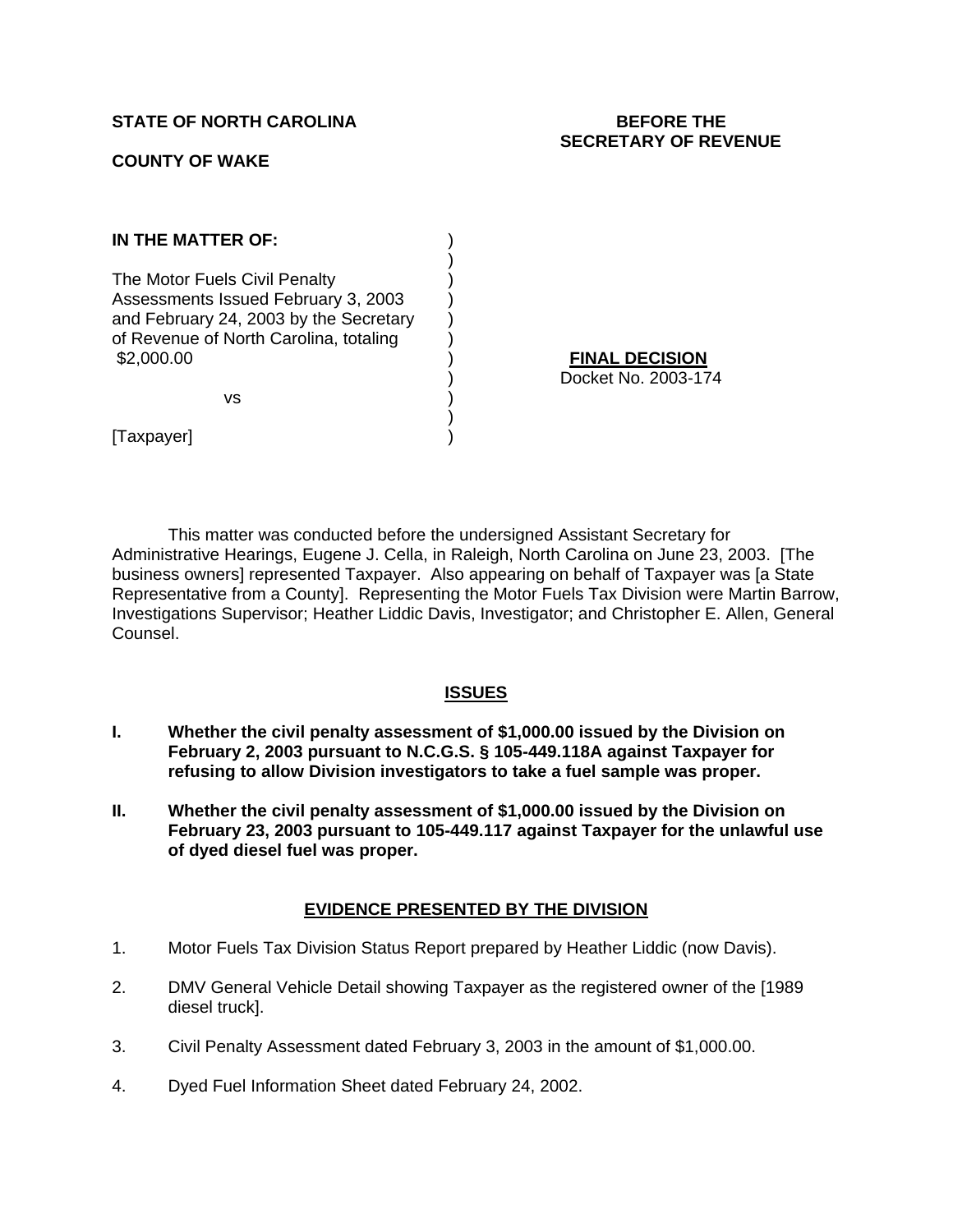**STATE OF NORTH CAROLINA**

**COUNTY OF WAKE**

**BEFORE THE SECRETARY OF REVENUE**

**IN THE MATTER OF:**

The Motor Fuels Civil Penalty Assessments Issued February 3, 2003 and February 24, 2003 by the Secretary of Revenue of North Carolina, totaling $2,000.00

vs

[Taxpayer]

**FINAL DECISION**
Docket No. 2003-174

This matter was conducted before the undersigned Assistant Secretary for Administrative Hearings, Eugene J. Cella, in Raleigh, North Carolina on June 23, 2003. [The business owners] represented Taxpayer. Also appearing on behalf of Taxpayer was [a State Representative from a County]. Representing the Motor Fuels Tax Division were Martin Barrow, Investigations Supervisor; Heather Liddic Davis, Investigator; and Christopher E. Allen, General Counsel.

## ISSUES

**I. Whether the civil penalty assessment of $1,000.00 issued by the Division on February 2, 2003 pursuant to N.C.G.S. § 105-449.118A against Taxpayer for refusing to allow Division investigators to take a fuel sample was proper.**

**II. Whether the civil penalty assessment of $1,000.00 issued by the Division on February 23, 2003 pursuant to 105-449.117 against Taxpayer for the unlawful use of dyed diesel fuel was proper.**

## EVIDENCE PRESENTED BY THE DIVISION

1. Motor Fuels Tax Division Status Report prepared by Heather Liddic (now Davis).
2. DMV General Vehicle Detail showing Taxpayer as the registered owner of the [1989 diesel truck].
3. Civil Penalty Assessment dated February 3, 2003 in the amount of $1,000.00.
4. Dyed Fuel Information Sheet dated February 24, 2002.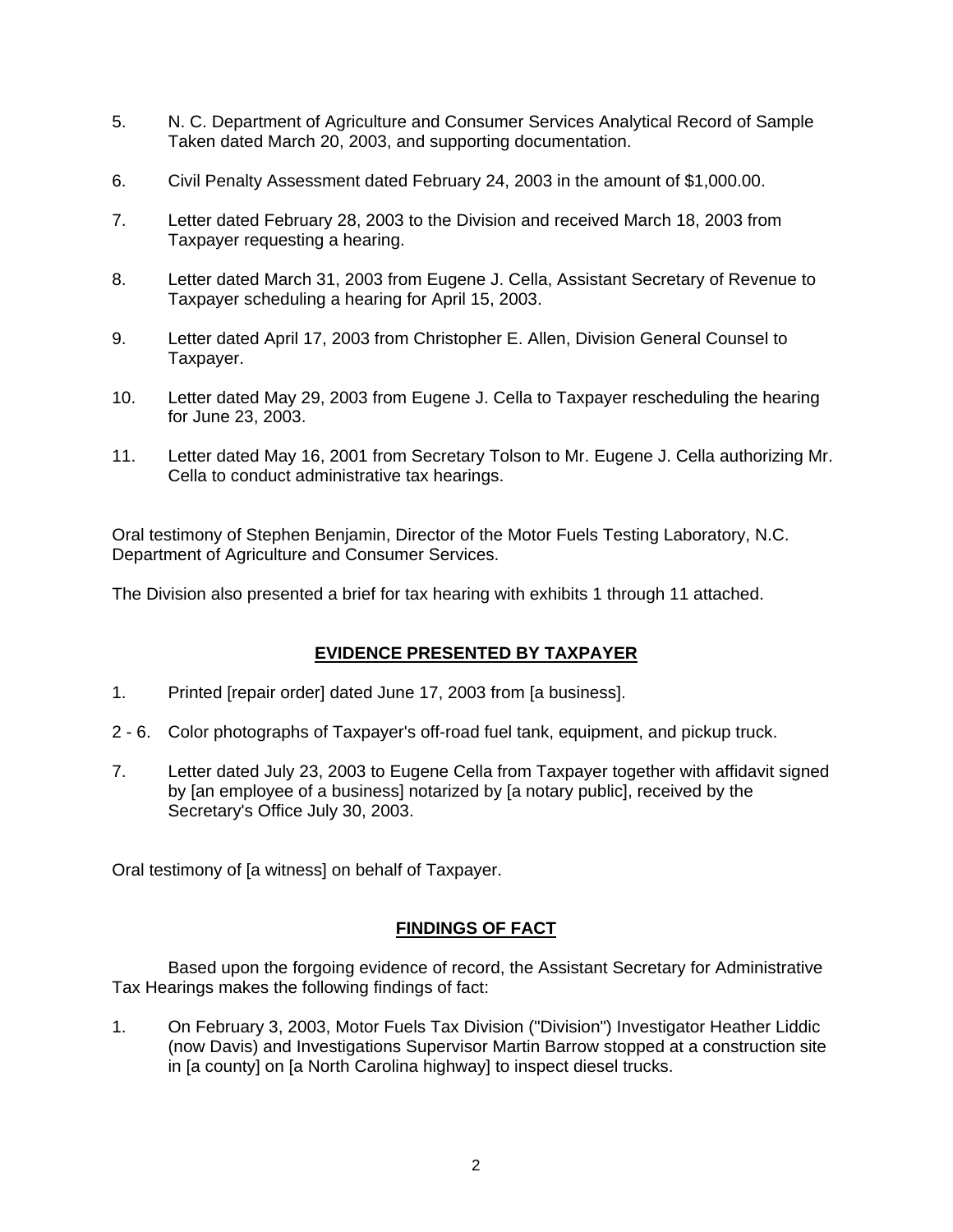5. N. C. Department of Agriculture and Consumer Services Analytical Record of Sample Taken dated March 20, 2003, and supporting documentation.

6. Civil Penalty Assessment dated February 24, 2003 in the amount of $1,000.00.

7. Letter dated February 28, 2003 to the Division and received March 18, 2003 from Taxpayer requesting a hearing.

8. Letter dated March 31, 2003 from Eugene J. Cella, Assistant Secretary of Revenue to Taxpayer scheduling a hearing for April 15, 2003.

9. Letter dated April 17, 2003 from Christopher E. Allen, Division General Counsel to Taxpayer.

10. Letter dated May 29, 2003 from Eugene J. Cella to Taxpayer rescheduling the hearing for June 23, 2003.

11. Letter dated May 16, 2001 from Secretary Tolson to Mr. Eugene J. Cella authorizing Mr. Cella to conduct administrative tax hearings.

Oral testimony of Stephen Benjamin, Director of the Motor Fuels Testing Laboratory, N.C. Department of Agriculture and Consumer Services.

The Division also presented a brief for tax hearing with exhibits 1 through 11 attached.

## **EVIDENCE PRESENTED BY TAXPAYER**

1. Printed [repair order] dated June 17, 2003 from [a business].

2 - 6. Color photographs of Taxpayer's off-road fuel tank, equipment, and pickup truck.

7. Letter dated July 23, 2003 to Eugene Cella from Taxpayer together with affidavit signed by [an employee of a business] notarized by [a notary public], received by the Secretary's Office July 30, 2003.

Oral testimony of [a witness] on behalf of Taxpayer.

## **FINDINGS OF FACT**

Based upon the forgoing evidence of record, the Assistant Secretary for Administrative Tax Hearings makes the following findings of fact:

1. On February 3, 2003, Motor Fuels Tax Division ("Division") Investigator Heather Liddic (now Davis) and Investigations Supervisor Martin Barrow stopped at a construction site in [a county] on [a North Carolina highway] to inspect diesel trucks.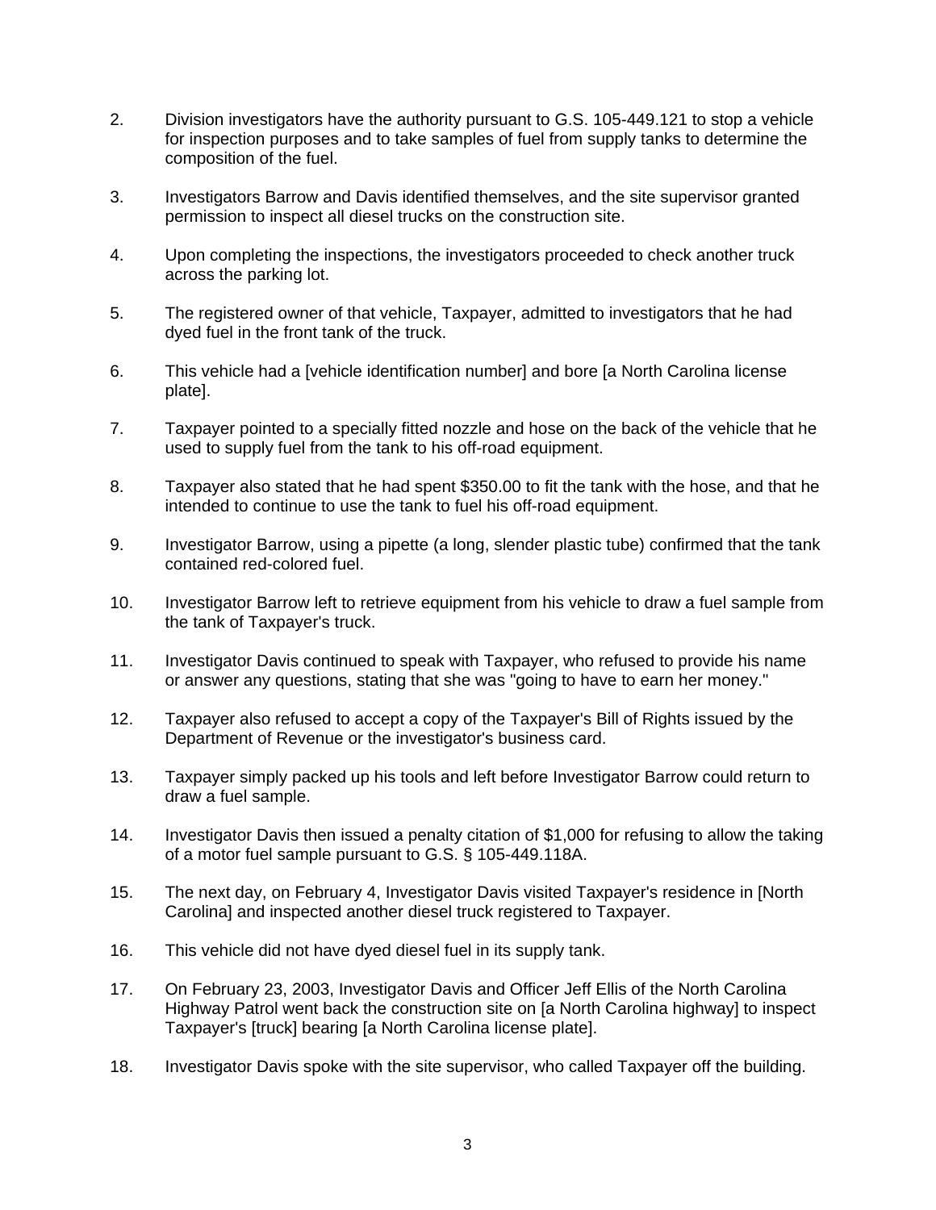2. Division investigators have the authority pursuant to G.S. 105-449.121 to stop a vehicle for inspection purposes and to take samples of fuel from supply tanks to determine the composition of the fuel.

3. Investigators Barrow and Davis identified themselves, and the site supervisor granted permission to inspect all diesel trucks on the construction site.

4. Upon completing the inspections, the investigators proceeded to check another truck across the parking lot.

5. The registered owner of that vehicle, Taxpayer, admitted to investigators that he had dyed fuel in the front tank of the truck.

6. This vehicle had a [vehicle identification number] and bore [a North Carolina license plate].

7. Taxpayer pointed to a specially fitted nozzle and hose on the back of the vehicle that he used to supply fuel from the tank to his off-road equipment.

8. Taxpayer also stated that he had spent $350.00 to fit the tank with the hose, and that he intended to continue to use the tank to fuel his off-road equipment.

9. Investigator Barrow, using a pipette (a long, slender plastic tube) confirmed that the tank contained red-colored fuel.

10. Investigator Barrow left to retrieve equipment from his vehicle to draw a fuel sample from the tank of Taxpayer's truck.

11. Investigator Davis continued to speak with Taxpayer, who refused to provide his name or answer any questions, stating that she was "going to have to earn her money."

12. Taxpayer also refused to accept a copy of the Taxpayer's Bill of Rights issued by the Department of Revenue or the investigator's business card.

13. Taxpayer simply packed up his tools and left before Investigator Barrow could return to draw a fuel sample.

14. Investigator Davis then issued a penalty citation of $1,000 for refusing to allow the taking of a motor fuel sample pursuant to G.S. § 105-449.118A.

15. The next day, on February 4, Investigator Davis visited Taxpayer's residence in [North Carolina] and inspected another diesel truck registered to Taxpayer.

16. This vehicle did not have dyed diesel fuel in its supply tank.

17. On February 23, 2003, Investigator Davis and Officer Jeff Ellis of the North Carolina Highway Patrol went back the construction site on [a North Carolina highway] to inspect Taxpayer's [truck] bearing [a North Carolina license plate].

18. Investigator Davis spoke with the site supervisor, who called Taxpayer off the building.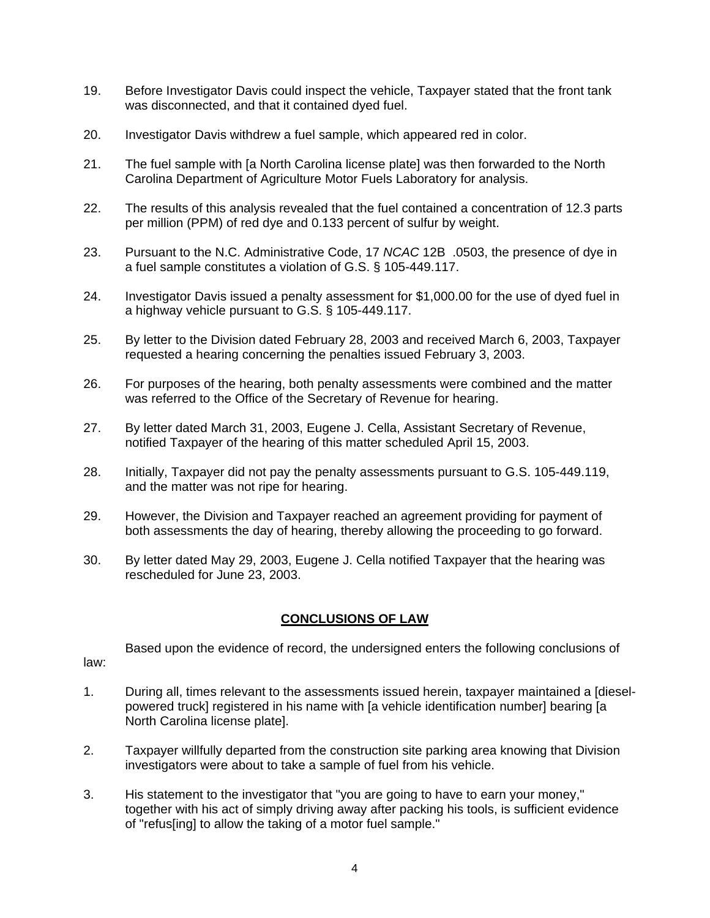19. Before Investigator Davis could inspect the vehicle, Taxpayer stated that the front tank was disconnected, and that it contained dyed fuel.

20. Investigator Davis withdrew a fuel sample, which appeared red in color.

21. The fuel sample with [a North Carolina license plate] was then forwarded to the North Carolina Department of Agriculture Motor Fuels Laboratory for analysis.

22. The results of this analysis revealed that the fuel contained a concentration of 12.3 parts per million (PPM) of red dye and 0.133 percent of sulfur by weight.

23. Pursuant to the N.C. Administrative Code, 17 *NCAC* 12B .0503, the presence of dye in a fuel sample constitutes a violation of G.S. § 105-449.117.

24. Investigator Davis issued a penalty assessment for $1,000.00 for the use of dyed fuel in a highway vehicle pursuant to G.S. § 105-449.117.

25. By letter to the Division dated February 28, 2003 and received March 6, 2003, Taxpayer requested a hearing concerning the penalties issued February 3, 2003.

26. For purposes of the hearing, both penalty assessments were combined and the matter was referred to the Office of the Secretary of Revenue for hearing.

27. By letter dated March 31, 2003, Eugene J. Cella, Assistant Secretary of Revenue, notified Taxpayer of the hearing of this matter scheduled April 15, 2003.

28. Initially, Taxpayer did not pay the penalty assessments pursuant to G.S. 105-449.119, and the matter was not ripe for hearing.

29. However, the Division and Taxpayer reached an agreement providing for payment of both assessments the day of hearing, thereby allowing the proceeding to go forward.

30. By letter dated May 29, 2003, Eugene J. Cella notified Taxpayer that the hearing was rescheduled for June 23, 2003.

## CONCLUSIONS OF LAW

Based upon the evidence of record, the undersigned enters the following conclusions of law:

1. During all, times relevant to the assessments issued herein, taxpayer maintained a [diesel-powered truck] registered in his name with [a vehicle identification number] bearing [a North Carolina license plate].

2. Taxpayer willfully departed from the construction site parking area knowing that Division investigators were about to take a sample of fuel from his vehicle.

3. His statement to the investigator that "you are going to have to earn your money," together with his act of simply driving away after packing his tools, is sufficient evidence of "refus[ing] to allow the taking of a motor fuel sample."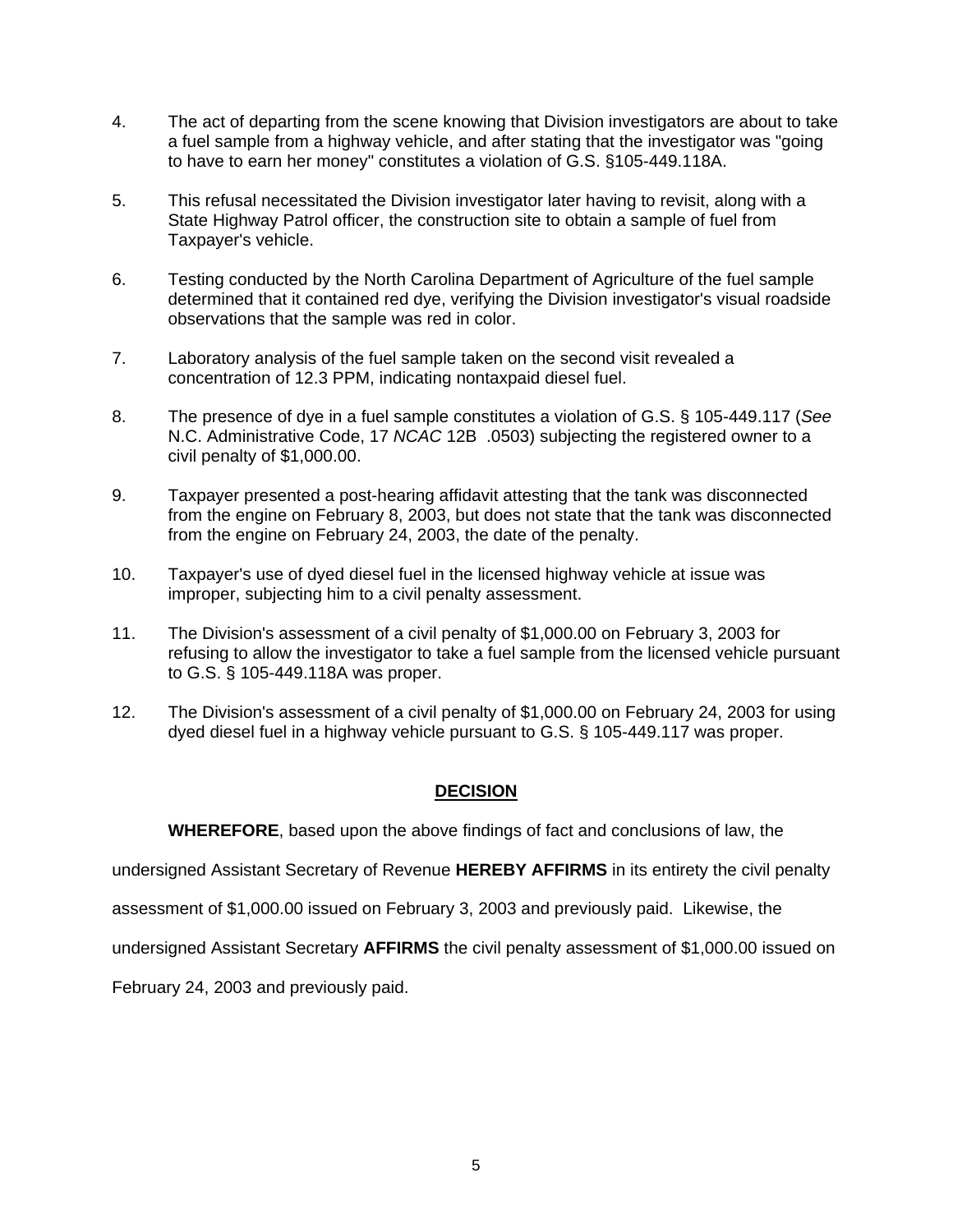4. The act of departing from the scene knowing that Division investigators are about to take a fuel sample from a highway vehicle, and after stating that the investigator was "going to have to earn her money" constitutes a violation of G.S. §105-449.118A.

5. This refusal necessitated the Division investigator later having to revisit, along with a State Highway Patrol officer, the construction site to obtain a sample of fuel from Taxpayer's vehicle.

6. Testing conducted by the North Carolina Department of Agriculture of the fuel sample determined that it contained red dye, verifying the Division investigator's visual roadside observations that the sample was red in color.

7. Laboratory analysis of the fuel sample taken on the second visit revealed a concentration of 12.3 PPM, indicating nontaxpaid diesel fuel.

8. The presence of dye in a fuel sample constitutes a violation of G.S. § 105-449.117 (*See* N.C. Administrative Code, 17 *NCAC* 12B .0503) subjecting the registered owner to a civil penalty of $1,000.00.

9. Taxpayer presented a post-hearing affidavit attesting that the tank was disconnected from the engine on February 8, 2003, but does not state that the tank was disconnected from the engine on February 24, 2003, the date of the penalty.

10. Taxpayer's use of dyed diesel fuel in the licensed highway vehicle at issue was improper, subjecting him to a civil penalty assessment.

11. The Division's assessment of a civil penalty of $1,000.00 on February 3, 2003 for refusing to allow the investigator to take a fuel sample from the licensed vehicle pursuant to G.S. § 105-449.118A was proper.

12. The Division's assessment of a civil penalty of $1,000.00 on February 24, 2003 for using dyed diesel fuel in a highway vehicle pursuant to G.S. § 105-449.117 was proper.

## DECISION

**WHEREFORE**, based upon the above findings of fact and conclusions of law, the undersigned Assistant Secretary of Revenue **HEREBY AFFIRMS** in its entirety the civil penalty assessment of $1,000.00 issued on February 3, 2003 and previously paid. Likewise, the undersigned Assistant Secretary **AFFIRMS** the civil penalty assessment of $1,000.00 issued on February 24, 2003 and previously paid.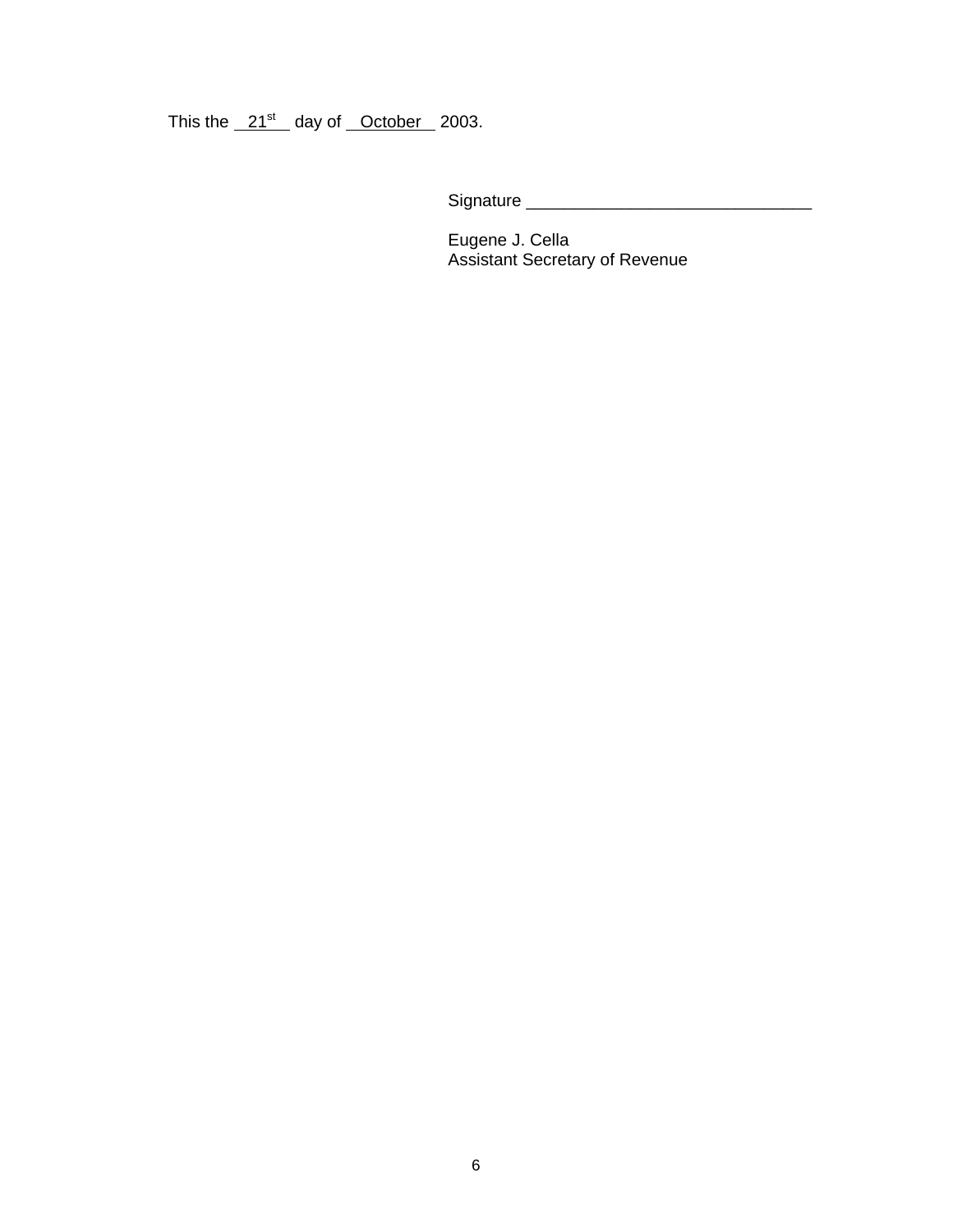This the 21st day of October 2003.

Signature ______________________________

Eugene J. Cella
Assistant Secretary of Revenue